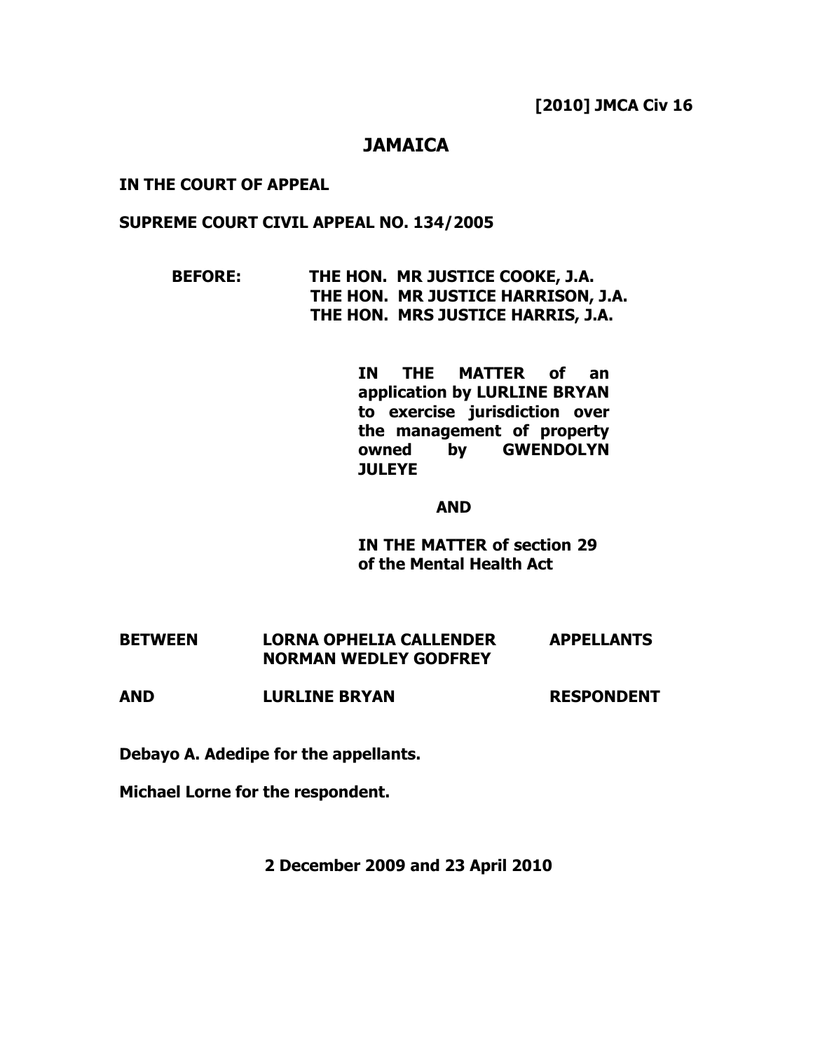**[2010] JMCA Civ 16**

# JAMAICA

**IN THE COURT OF APPEAL**

**SUPREME COURT CIVIL APPEAL NO. 134/2005**

**BEFORE: THE HON. MR JUSTICE COOKE, J.A.**
**THE HON. MR JUSTICE HARRISON, J.A.**
**THE HON. MRS JUSTICE HARRIS, J.A.**

**IN THE MATTER of an application by LURLINE BRYAN to exercise jurisdiction over the management of property owned by GWENDOLYN JULEYE**

**AND**

**IN THE MATTER of section 29 of the Mental Health Act**

| | | |
|---|---|---|
| **BETWEEN** | **LORNA OPHELIA CALLENDER**<br>**NORMAN WEDLEY GODFREY** | **APPELLANTS** |
| **AND** | **LURLINE BRYAN** | **RESPONDENT** |

**Debayo A. Adedipe for the appellants.**

**Michael Lorne for the respondent.**

**2 December 2009 and 23 April 2010**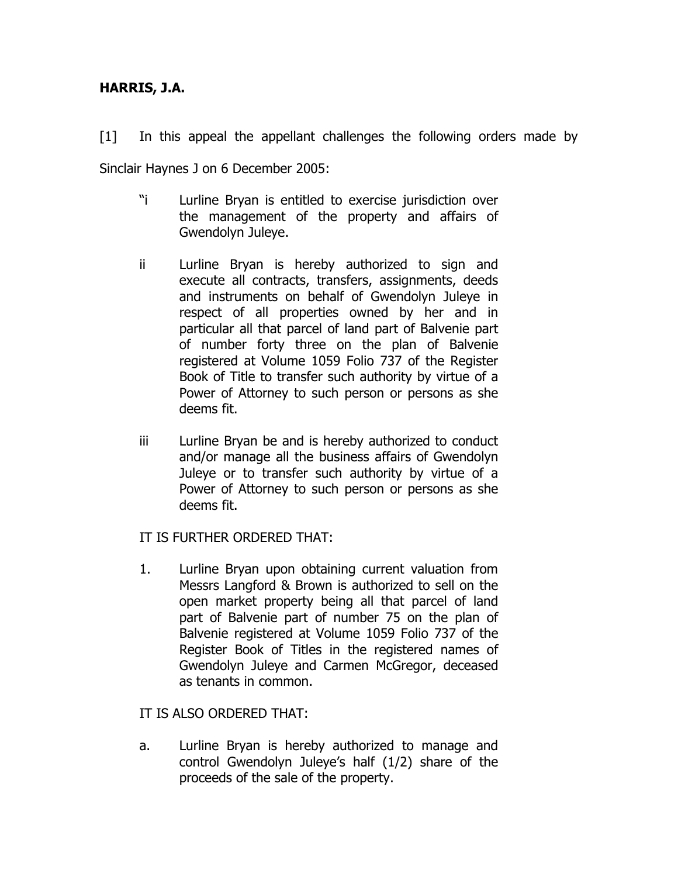**HARRIS, J.A.**

[1] In this appeal the appellant challenges the following orders made by Sinclair Haynes J on 6 December 2005:

> "i Lurline Bryan is entitled to exercise jurisdiction over the management of the property and affairs of Gwendolyn Juleye.
>
> ii Lurline Bryan is hereby authorized to sign and execute all contracts, transfers, assignments, deeds and instruments on behalf of Gwendolyn Juleye in respect of all properties owned by her and in particular all that parcel of land part of Balvenie part of number forty three on the plan of Balvenie registered at Volume 1059 Folio 737 of the Register Book of Title to transfer such authority by virtue of a Power of Attorney to such person or persons as she deems fit.
>
> iii Lurline Bryan be and is hereby authorized to conduct and/or manage all the business affairs of Gwendolyn Juleye or to transfer such authority by virtue of a Power of Attorney to such person or persons as she deems fit.
>
> IT IS FURTHER ORDERED THAT:
>
> 1. Lurline Bryan upon obtaining current valuation from Messrs Langford & Brown is authorized to sell on the open market property being all that parcel of land part of Balvenie part of number 75 on the plan of Balvenie registered at Volume 1059 Folio 737 of the Register Book of Titles in the registered names of Gwendolyn Juleye and Carmen McGregor, deceased as tenants in common.
>
> IT IS ALSO ORDERED THAT:
>
> a. Lurline Bryan is hereby authorized to manage and control Gwendolyn Juleye's half (1/2) share of the proceeds of the sale of the property.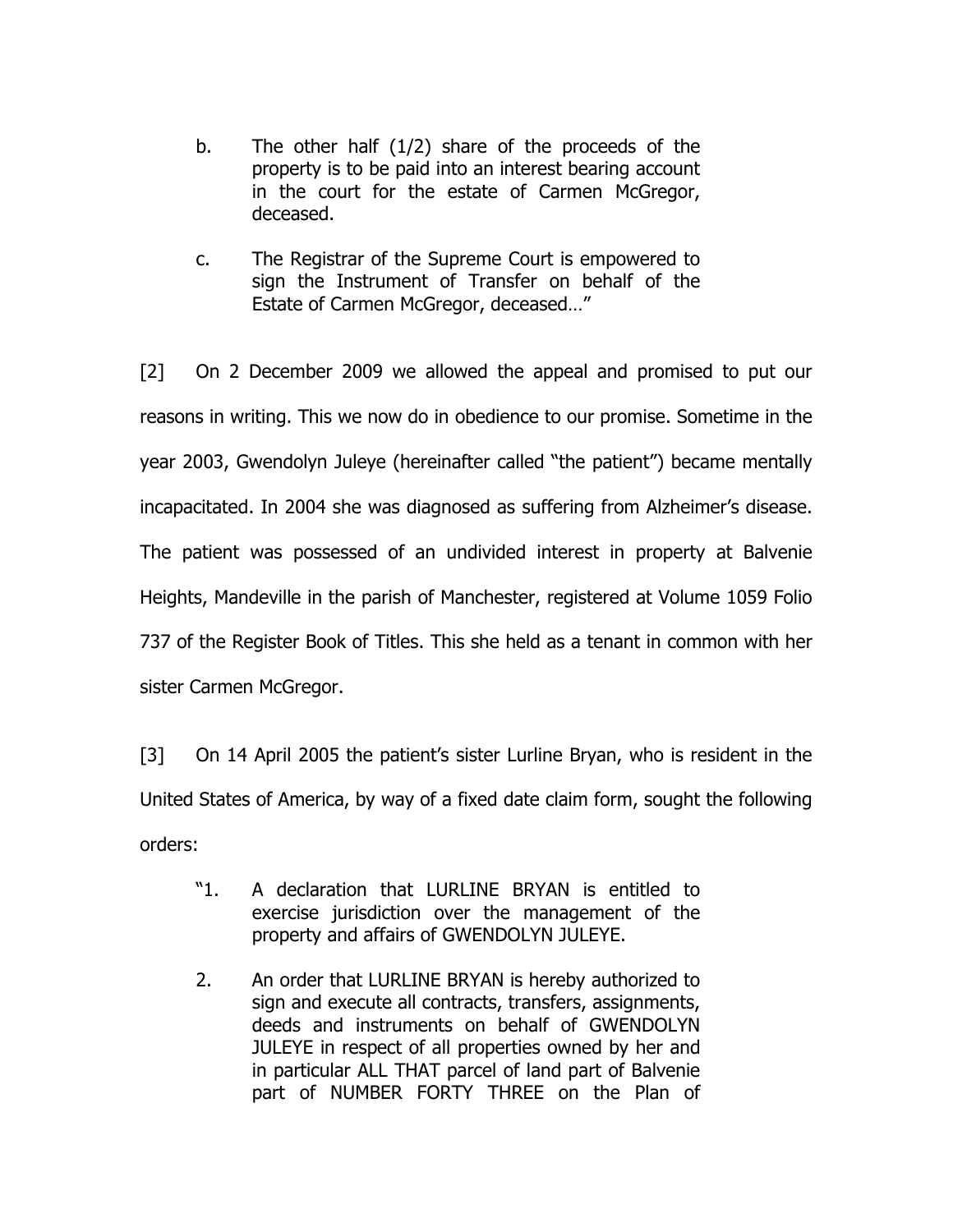b. The other half (1/2) share of the proceeds of the property is to be paid into an interest bearing account in the court for the estate of Carmen McGregor, deceased.

c. The Registrar of the Supreme Court is empowered to sign the Instrument of Transfer on behalf of the Estate of Carmen McGregor, deceased…"

[2] On 2 December 2009 we allowed the appeal and promised to put our reasons in writing. This we now do in obedience to our promise. Sometime in the year 2003, Gwendolyn Juleye (hereinafter called "the patient") became mentally incapacitated. In 2004 she was diagnosed as suffering from Alzheimer's disease. The patient was possessed of an undivided interest in property at Balvenie Heights, Mandeville in the parish of Manchester, registered at Volume 1059 Folio 737 of the Register Book of Titles. This she held as a tenant in common with her sister Carmen McGregor.

[3] On 14 April 2005 the patient's sister Lurline Bryan, who is resident in the United States of America, by way of a fixed date claim form, sought the following orders:

"1. A declaration that LURLINE BRYAN is entitled to exercise jurisdiction over the management of the property and affairs of GWENDOLYN JULEYE.

2. An order that LURLINE BRYAN is hereby authorized to sign and execute all contracts, transfers, assignments, deeds and instruments on behalf of GWENDOLYN JULEYE in respect of all properties owned by her and in particular ALL THAT parcel of land part of Balvenie part of NUMBER FORTY THREE on the Plan of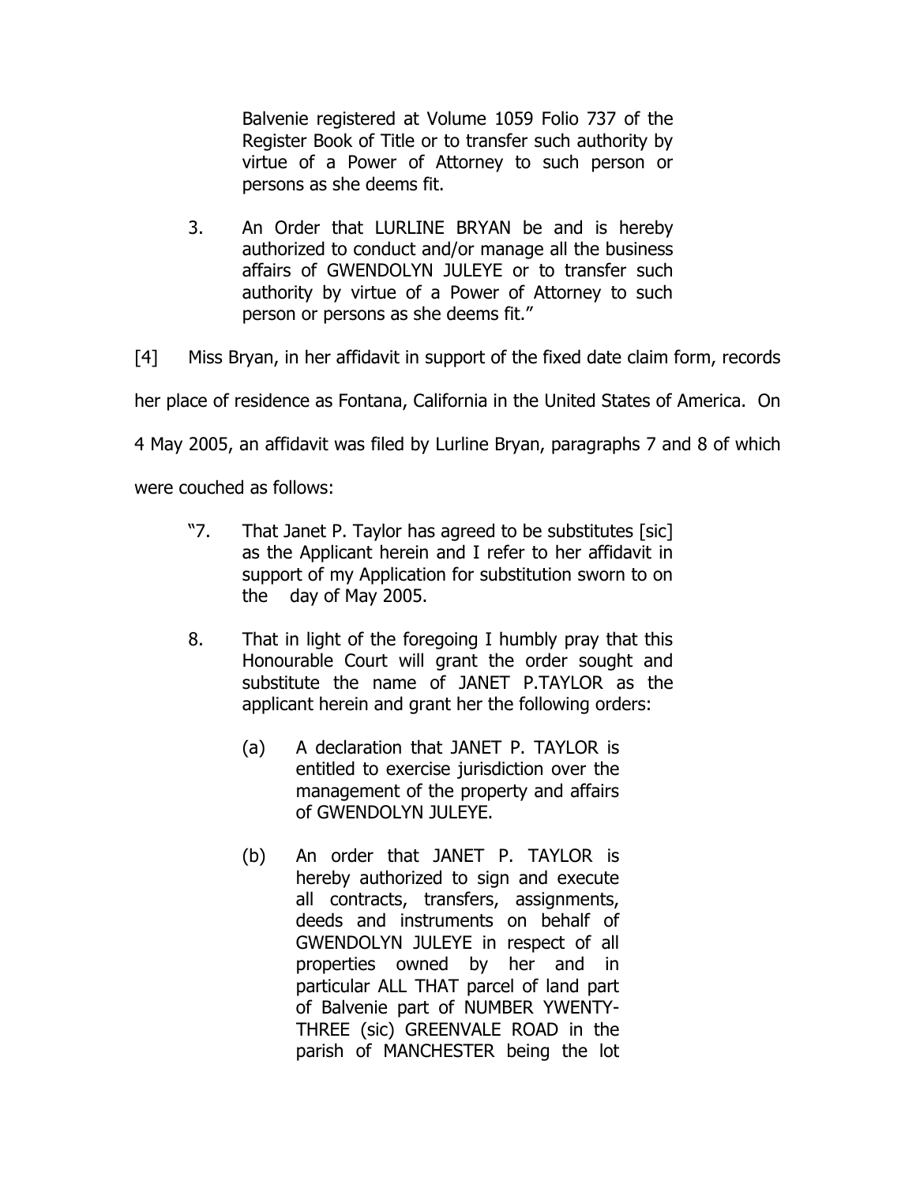Balvenie registered at Volume 1059 Folio 737 of the Register Book of Title or to transfer such authority by virtue of a Power of Attorney to such person or persons as she deems fit.

3. An Order that LURLINE BRYAN be and is hereby authorized to conduct and/or manage all the business affairs of GWENDOLYN JULEYE or to transfer such authority by virtue of a Power of Attorney to such person or persons as she deems fit."

[4] Miss Bryan, in her affidavit in support of the fixed date claim form, records her place of residence as Fontana, California in the United States of America. On 4 May 2005, an affidavit was filed by Lurline Bryan, paragraphs 7 and 8 of which were couched as follows:

> "7. That Janet P. Taylor has agreed to be substitutes [sic] as the Applicant herein and I refer to her affidavit in support of my Application for substitution sworn to on the day of May 2005.
>
> 8. That in light of the foregoing I humbly pray that this Honourable Court will grant the order sought and substitute the name of JANET P.TAYLOR as the applicant herein and grant her the following orders:
>
> (a) A declaration that JANET P. TAYLOR is entitled to exercise jurisdiction over the management of the property and affairs of GWENDOLYN JULEYE.
>
> (b) An order that JANET P. TAYLOR is hereby authorized to sign and execute all contracts, transfers, assignments, deeds and instruments on behalf of GWENDOLYN JULEYE in respect of all properties owned by her and in particular ALL THAT parcel of land part of Balvenie part of NUMBER YWENTY-THREE (sic) GREENVALE ROAD in the parish of MANCHESTER being the lot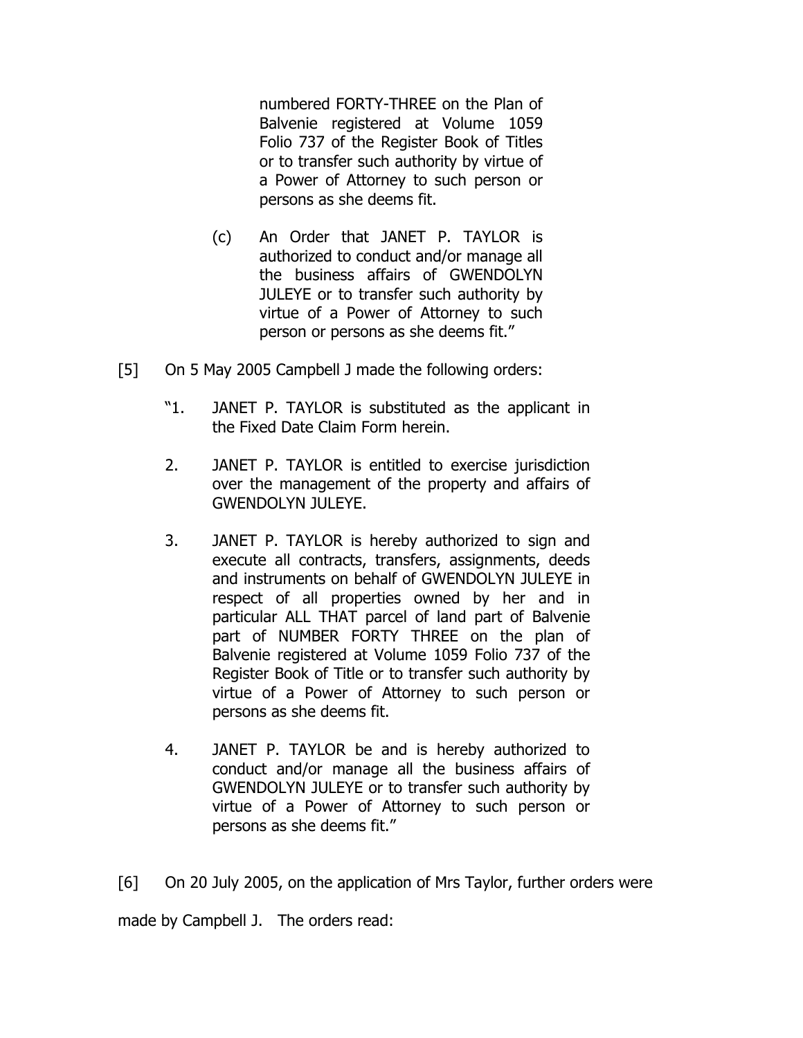numbered FORTY-THREE on the Plan of Balvenie registered at Volume 1059 Folio 737 of the Register Book of Titles or to transfer such authority by virtue of a Power of Attorney to such person or persons as she deems fit.

(c) An Order that JANET P. TAYLOR is authorized to conduct and/or manage all the business affairs of GWENDOLYN JULEYE or to transfer such authority by virtue of a Power of Attorney to such person or persons as she deems fit."

[5] On 5 May 2005 Campbell J made the following orders:

"1. JANET P. TAYLOR is substituted as the applicant in the Fixed Date Claim Form herein.

2. JANET P. TAYLOR is entitled to exercise jurisdiction over the management of the property and affairs of GWENDOLYN JULEYE.

3. JANET P. TAYLOR is hereby authorized to sign and execute all contracts, transfers, assignments, deeds and instruments on behalf of GWENDOLYN JULEYE in respect of all properties owned by her and in particular ALL THAT parcel of land part of Balvenie part of NUMBER FORTY THREE on the plan of Balvenie registered at Volume 1059 Folio 737 of the Register Book of Title or to transfer such authority by virtue of a Power of Attorney to such person or persons as she deems fit.

4. JANET P. TAYLOR be and is hereby authorized to conduct and/or manage all the business affairs of GWENDOLYN JULEYE or to transfer such authority by virtue of a Power of Attorney to such person or persons as she deems fit."

[6] On 20 July 2005, on the application of Mrs Taylor, further orders were made by Campbell J. The orders read: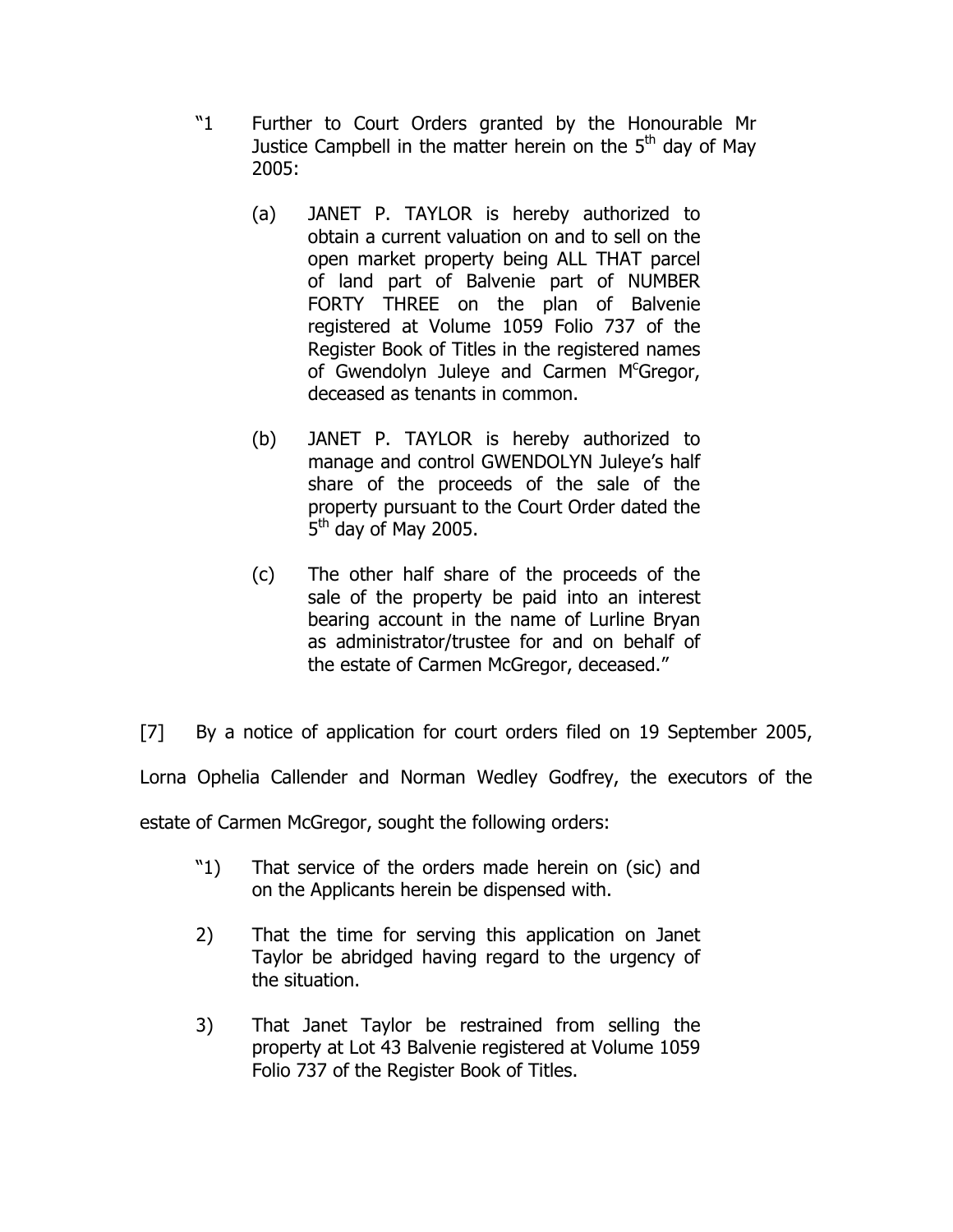"1 Further to Court Orders granted by the Honourable Mr Justice Campbell in the matter herein on the 5th day of May 2005:

> (a) JANET P. TAYLOR is hereby authorized to obtain a current valuation on and to sell on the open market property being ALL THAT parcel of land part of Balvenie part of NUMBER FORTY THREE on the plan of Balvenie registered at Volume 1059 Folio 737 of the Register Book of Titles in the registered names of Gwendolyn Juleye and Carmen McGregor, deceased as tenants in common.
>
> (b) JANET P. TAYLOR is hereby authorized to manage and control GWENDOLYN Juleye's half share of the proceeds of the sale of the property pursuant to the Court Order dated the 5th day of May 2005.
>
> (c) The other half share of the proceeds of the sale of the property be paid into an interest bearing account in the name of Lurline Bryan as administrator/trustee for and on behalf of the estate of Carmen McGregor, deceased."

[7] By a notice of application for court orders filed on 19 September 2005, Lorna Ophelia Callender and Norman Wedley Godfrey, the executors of the estate of Carmen McGregor, sought the following orders:

> "1) That service of the orders made herein on (sic) and on the Applicants herein be dispensed with.
>
> 2) That the time for serving this application on Janet Taylor be abridged having regard to the urgency of the situation.
>
> 3) That Janet Taylor be restrained from selling the property at Lot 43 Balvenie registered at Volume 1059 Folio 737 of the Register Book of Titles.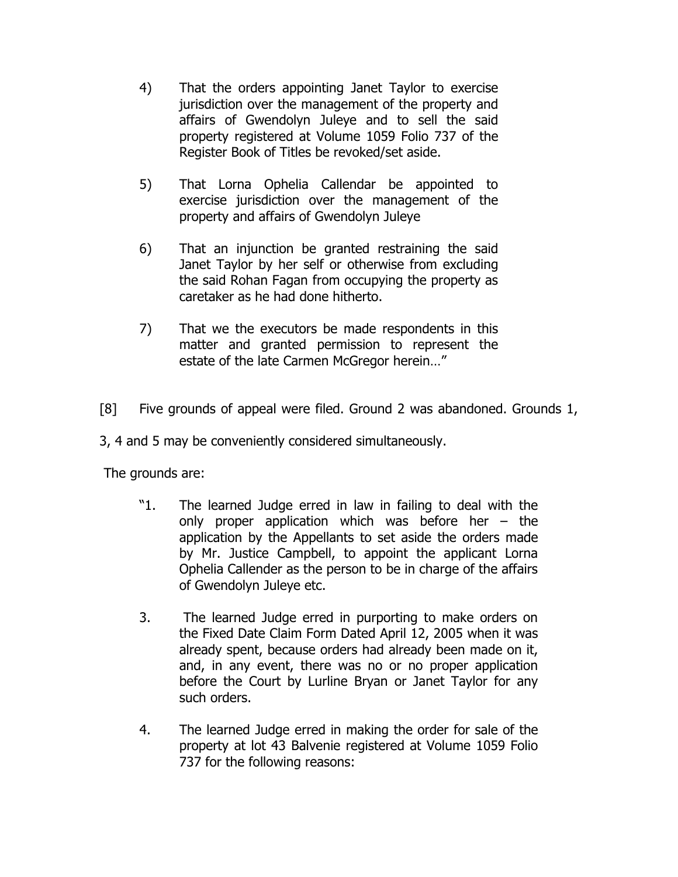4) That the orders appointing Janet Taylor to exercise jurisdiction over the management of the property and affairs of Gwendolyn Juleye and to sell the said property registered at Volume 1059 Folio 737 of the Register Book of Titles be revoked/set aside.

5) That Lorna Ophelia Callendar be appointed to exercise jurisdiction over the management of the property and affairs of Gwendolyn Juleye

6) That an injunction be granted restraining the said Janet Taylor by her self or otherwise from excluding the said Rohan Fagan from occupying the property as caretaker as he had done hitherto.

7) That we the executors be made respondents in this matter and granted permission to represent the estate of the late Carmen McGregor herein…"

[8] Five grounds of appeal were filed. Ground 2 was abandoned. Grounds 1, 3, 4 and 5 may be conveniently considered simultaneously.

The grounds are:

"1. The learned Judge erred in law in failing to deal with the only proper application which was before her – the application by the Appellants to set aside the orders made by Mr. Justice Campbell, to appoint the applicant Lorna Ophelia Callender as the person to be in charge of the affairs of Gwendolyn Juleye etc.

3. The learned Judge erred in purporting to make orders on the Fixed Date Claim Form Dated April 12, 2005 when it was already spent, because orders had already been made on it, and, in any event, there was no or no proper application before the Court by Lurline Bryan or Janet Taylor for any such orders.

4. The learned Judge erred in making the order for sale of the property at lot 43 Balvenie registered at Volume 1059 Folio 737 for the following reasons: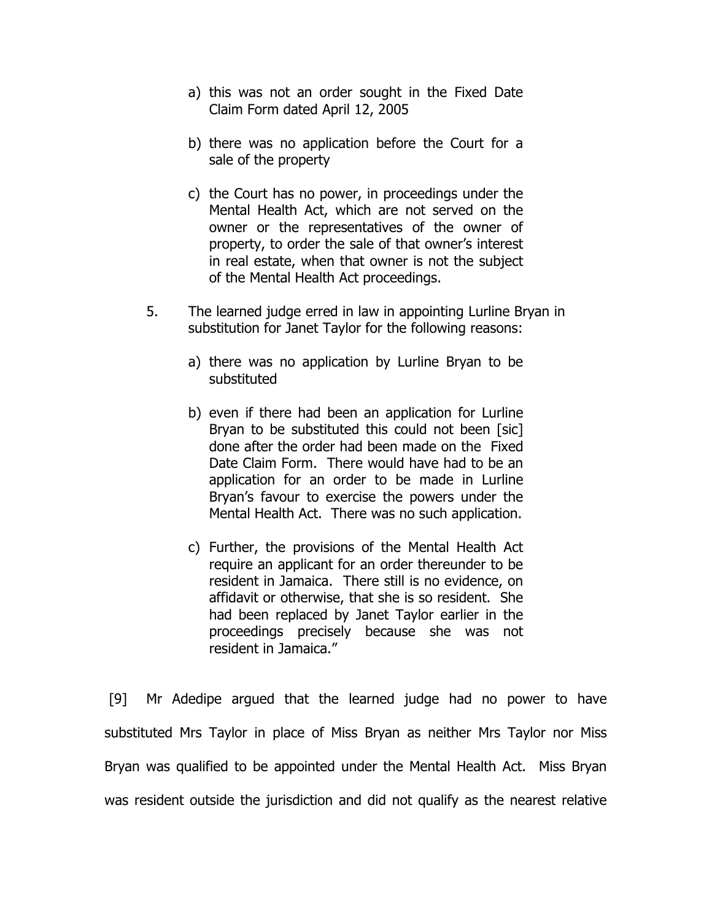a) this was not an order sought in the Fixed Date Claim Form dated April 12, 2005

b) there was no application before the Court for a sale of the property

c) the Court has no power, in proceedings under the Mental Health Act, which are not served on the owner or the representatives of the owner of property, to order the sale of that owner's interest in real estate, when that owner is not the subject of the Mental Health Act proceedings.

5. The learned judge erred in law in appointing Lurline Bryan in substitution for Janet Taylor for the following reasons:

a) there was no application by Lurline Bryan to be substituted

b) even if there had been an application for Lurline Bryan to be substituted this could not been [sic] done after the order had been made on the Fixed Date Claim Form. There would have had to be an application for an order to be made in Lurline Bryan's favour to exercise the powers under the Mental Health Act. There was no such application.

c) Further, the provisions of the Mental Health Act require an applicant for an order thereunder to be resident in Jamaica. There still is no evidence, on affidavit or otherwise, that she is so resident. She had been replaced by Janet Taylor earlier in the proceedings precisely because she was not resident in Jamaica."

[9] Mr Adedipe argued that the learned judge had no power to have substituted Mrs Taylor in place of Miss Bryan as neither Mrs Taylor nor Miss Bryan was qualified to be appointed under the Mental Health Act. Miss Bryan was resident outside the jurisdiction and did not qualify as the nearest relative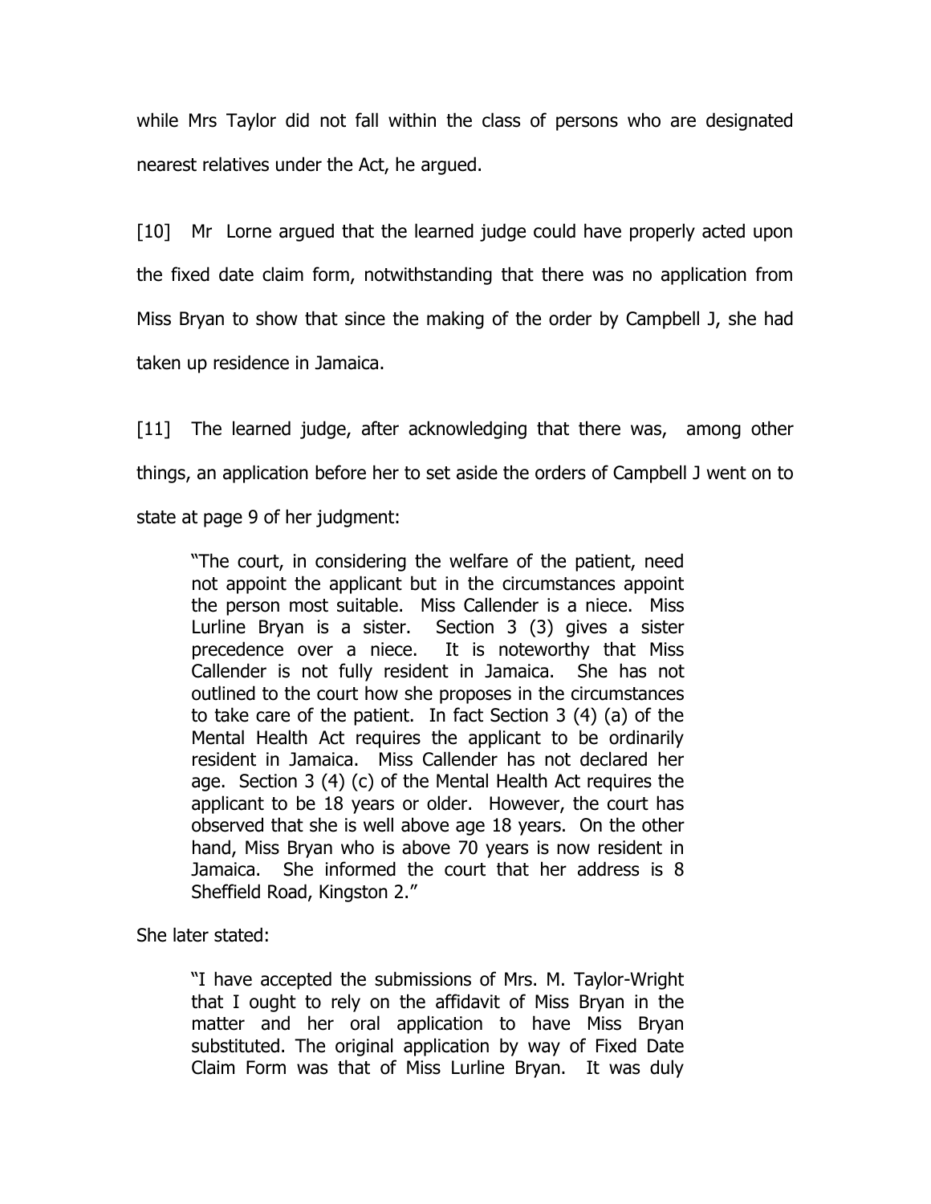while Mrs Taylor did not fall within the class of persons who are designated nearest relatives under the Act, he argued.

[10] Mr Lorne argued that the learned judge could have properly acted upon the fixed date claim form, notwithstanding that there was no application from Miss Bryan to show that since the making of the order by Campbell J, she had taken up residence in Jamaica.

[11] The learned judge, after acknowledging that there was, among other things, an application before her to set aside the orders of Campbell J went on to state at page 9 of her judgment:

> "The court, in considering the welfare of the patient, need not appoint the applicant but in the circumstances appoint the person most suitable. Miss Callender is a niece. Miss Lurline Bryan is a sister. Section 3 (3) gives a sister precedence over a niece. It is noteworthy that Miss Callender is not fully resident in Jamaica. She has not outlined to the court how she proposes in the circumstances to take care of the patient. In fact Section 3 (4) (a) of the Mental Health Act requires the applicant to be ordinarily resident in Jamaica. Miss Callender has not declared her age. Section 3 (4) (c) of the Mental Health Act requires the applicant to be 18 years or older. However, the court has observed that she is well above age 18 years. On the other hand, Miss Bryan who is above 70 years is now resident in Jamaica. She informed the court that her address is 8 Sheffield Road, Kingston 2."

She later stated:

> "I have accepted the submissions of Mrs. M. Taylor-Wright that I ought to rely on the affidavit of Miss Bryan in the matter and her oral application to have Miss Bryan substituted. The original application by way of Fixed Date Claim Form was that of Miss Lurline Bryan. It was duly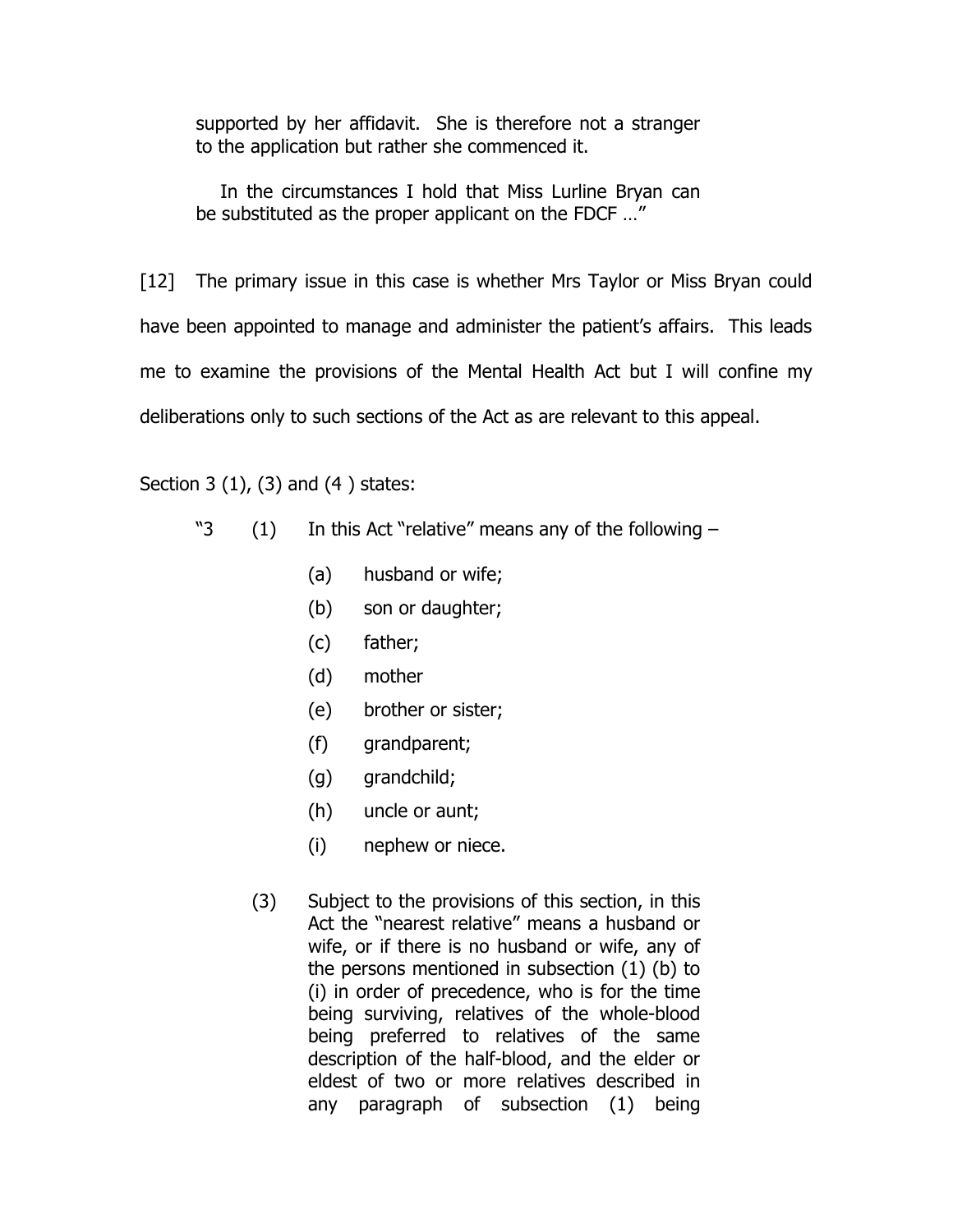supported by her affidavit. She is therefore not a stranger to the application but rather she commenced it.

In the circumstances I hold that Miss Lurline Bryan can be substituted as the proper applicant on the FDCF …"

[12] The primary issue in this case is whether Mrs Taylor or Miss Bryan could have been appointed to manage and administer the patient's affairs. This leads me to examine the provisions of the Mental Health Act but I will confine my deliberations only to such sections of the Act as are relevant to this appeal.

Section 3 (1), (3) and (4 ) states:

> "3 (1) In this Act "relative" means any of the following –
>
> (a) husband or wife;
> (b) son or daughter;
> (c) father;
> (d) mother
> (e) brother or sister;
> (f) grandparent;
> (g) grandchild;
> (h) uncle or aunt;
> (i) nephew or niece.
>
> (3) Subject to the provisions of this section, in this Act the "nearest relative" means a husband or wife, or if there is no husband or wife, any of the persons mentioned in subsection (1) (b) to (i) in order of precedence, who is for the time being surviving, relatives of the whole-blood being preferred to relatives of the same description of the half-blood, and the elder or eldest of two or more relatives described in any paragraph of subsection (1) being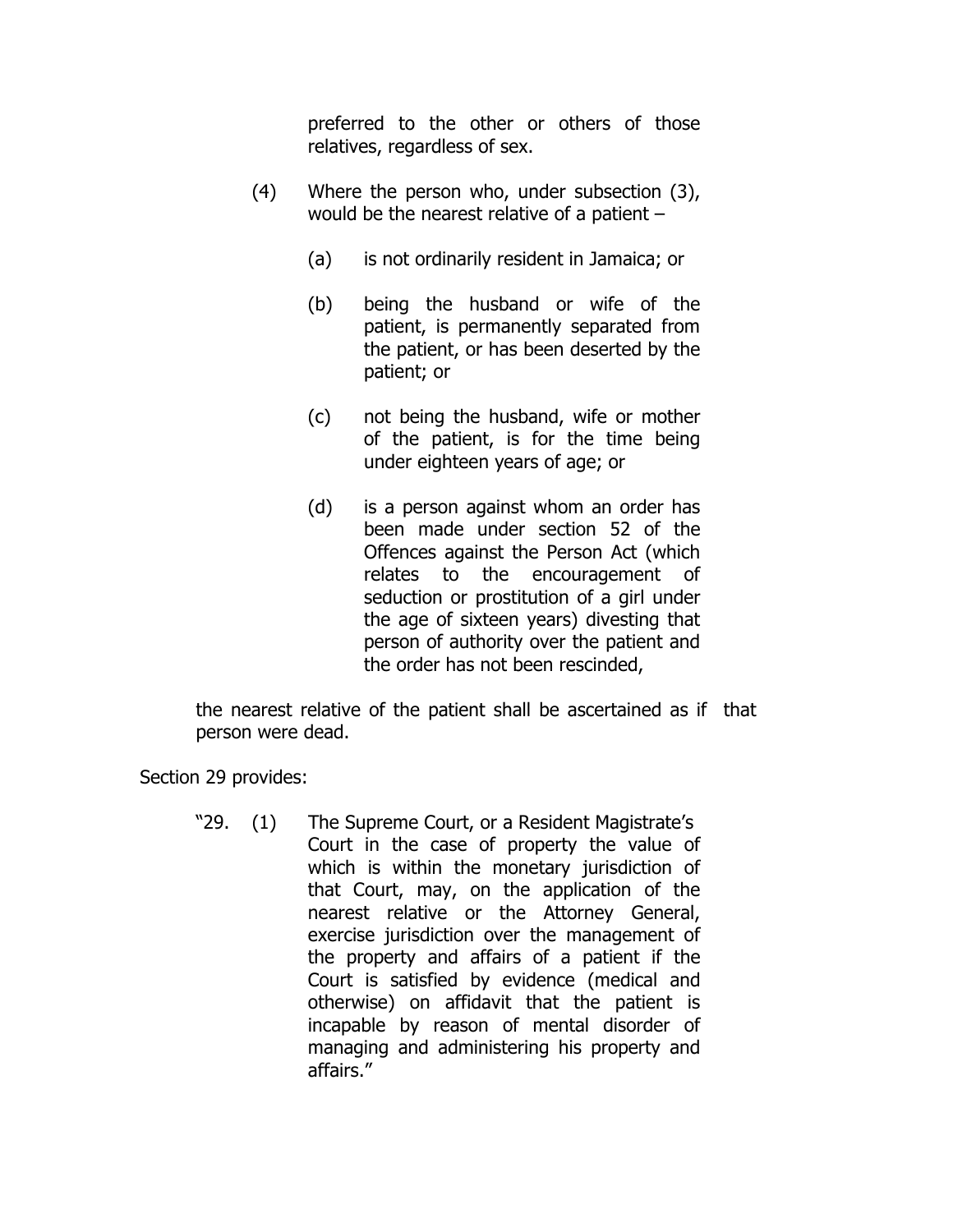preferred to the other or others of those relatives, regardless of sex.

(4) Where the person who, under subsection (3), would be the nearest relative of a patient –

(a) is not ordinarily resident in Jamaica; or

(b) being the husband or wife of the patient, is permanently separated from the patient, or has been deserted by the patient; or

(c) not being the husband, wife or mother of the patient, is for the time being under eighteen years of age; or

(d) is a person against whom an order has been made under section 52 of the Offences against the Person Act (which relates to the encouragement of seduction or prostitution of a girl under the age of sixteen years) divesting that person of authority over the patient and the order has not been rescinded,

the nearest relative of the patient shall be ascertained as if that person were dead.

Section 29 provides:

"29. (1) The Supreme Court, or a Resident Magistrate's Court in the case of property the value of which is within the monetary jurisdiction of that Court, may, on the application of the nearest relative or the Attorney General, exercise jurisdiction over the management of the property and affairs of a patient if the Court is satisfied by evidence (medical and otherwise) on affidavit that the patient is incapable by reason of mental disorder of managing and administering his property and affairs."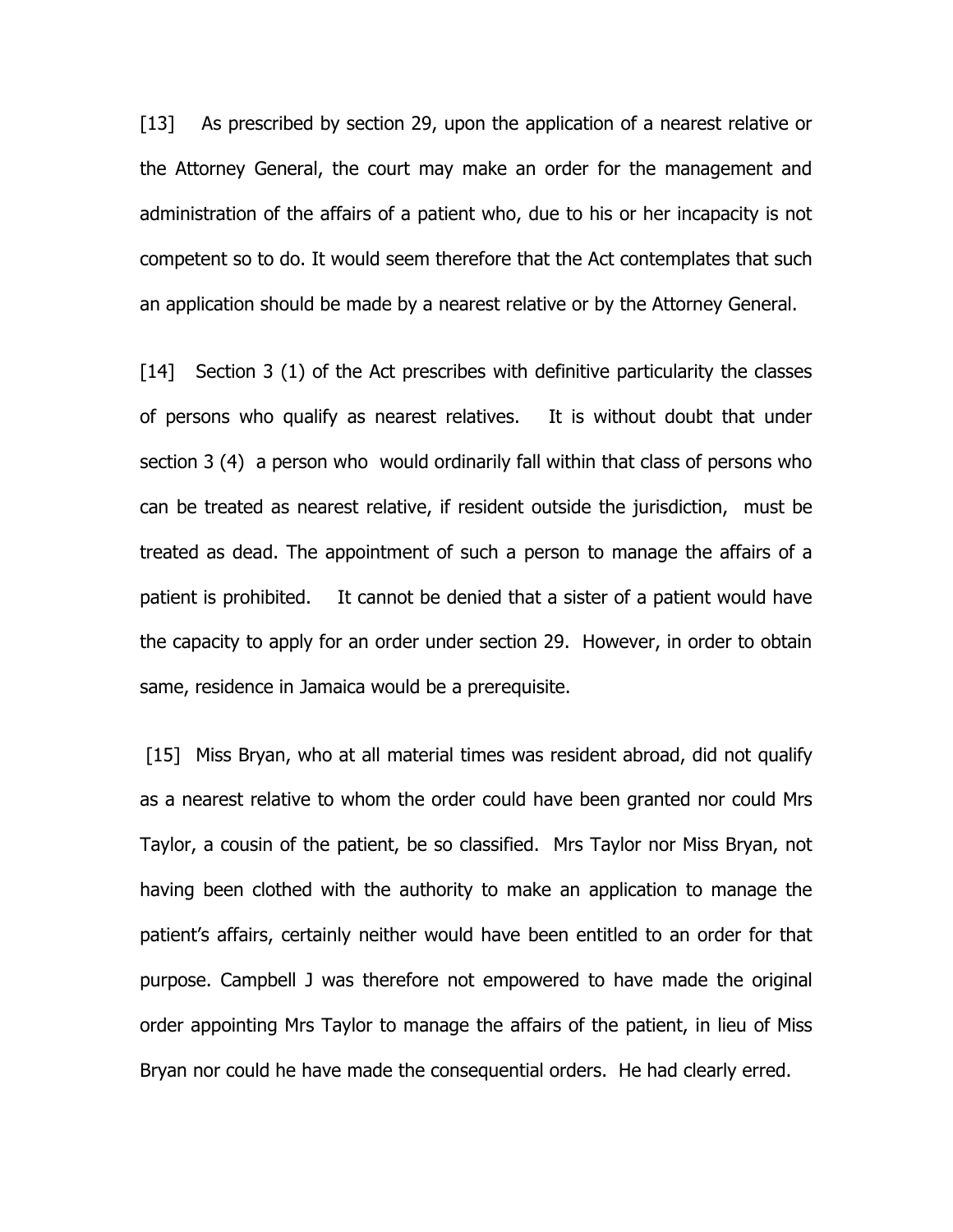[13] As prescribed by section 29, upon the application of a nearest relative or the Attorney General, the court may make an order for the management and administration of the affairs of a patient who, due to his or her incapacity is not competent so to do. It would seem therefore that the Act contemplates that such an application should be made by a nearest relative or by the Attorney General.

[14] Section 3 (1) of the Act prescribes with definitive particularity the classes of persons who qualify as nearest relatives. It is without doubt that under section 3 (4) a person who would ordinarily fall within that class of persons who can be treated as nearest relative, if resident outside the jurisdiction, must be treated as dead. The appointment of such a person to manage the affairs of a patient is prohibited. It cannot be denied that a sister of a patient would have the capacity to apply for an order under section 29. However, in order to obtain same, residence in Jamaica would be a prerequisite.

[15] Miss Bryan, who at all material times was resident abroad, did not qualify as a nearest relative to whom the order could have been granted nor could Mrs Taylor, a cousin of the patient, be so classified. Mrs Taylor nor Miss Bryan, not having been clothed with the authority to make an application to manage the patient's affairs, certainly neither would have been entitled to an order for that purpose. Campbell J was therefore not empowered to have made the original order appointing Mrs Taylor to manage the affairs of the patient, in lieu of Miss Bryan nor could he have made the consequential orders. He had clearly erred.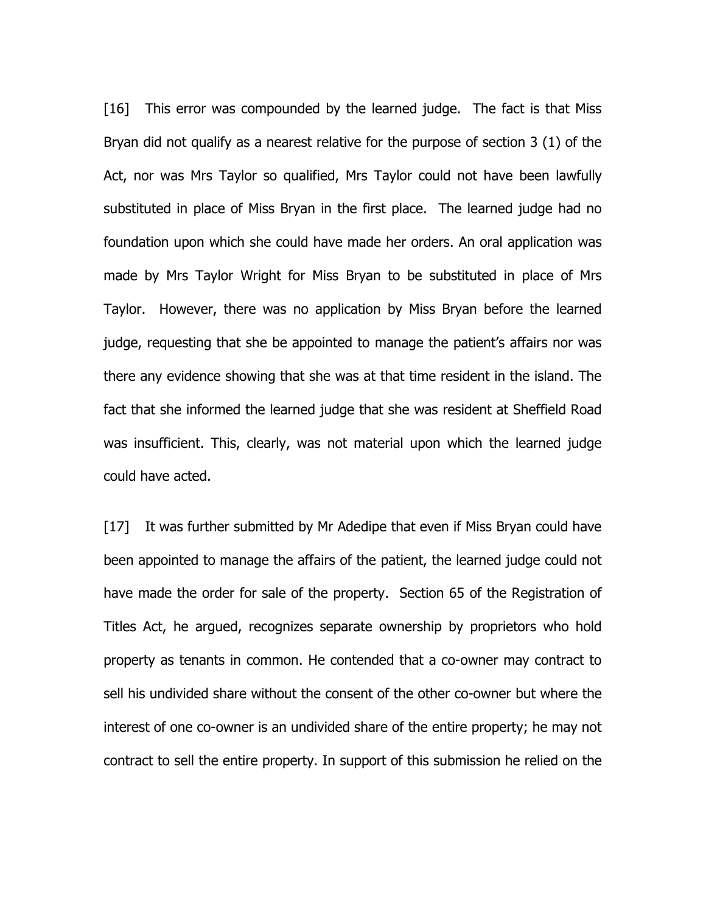[16] This error was compounded by the learned judge. The fact is that Miss Bryan did not qualify as a nearest relative for the purpose of section 3 (1) of the Act, nor was Mrs Taylor so qualified, Mrs Taylor could not have been lawfully substituted in place of Miss Bryan in the first place. The learned judge had no foundation upon which she could have made her orders. An oral application was made by Mrs Taylor Wright for Miss Bryan to be substituted in place of Mrs Taylor. However, there was no application by Miss Bryan before the learned judge, requesting that she be appointed to manage the patient's affairs nor was there any evidence showing that she was at that time resident in the island. The fact that she informed the learned judge that she was resident at Sheffield Road was insufficient. This, clearly, was not material upon which the learned judge could have acted.

[17] It was further submitted by Mr Adedipe that even if Miss Bryan could have been appointed to manage the affairs of the patient, the learned judge could not have made the order for sale of the property. Section 65 of the Registration of Titles Act, he argued, recognizes separate ownership by proprietors who hold property as tenants in common. He contended that a co-owner may contract to sell his undivided share without the consent of the other co-owner but where the interest of one co-owner is an undivided share of the entire property; he may not contract to sell the entire property. In support of this submission he relied on the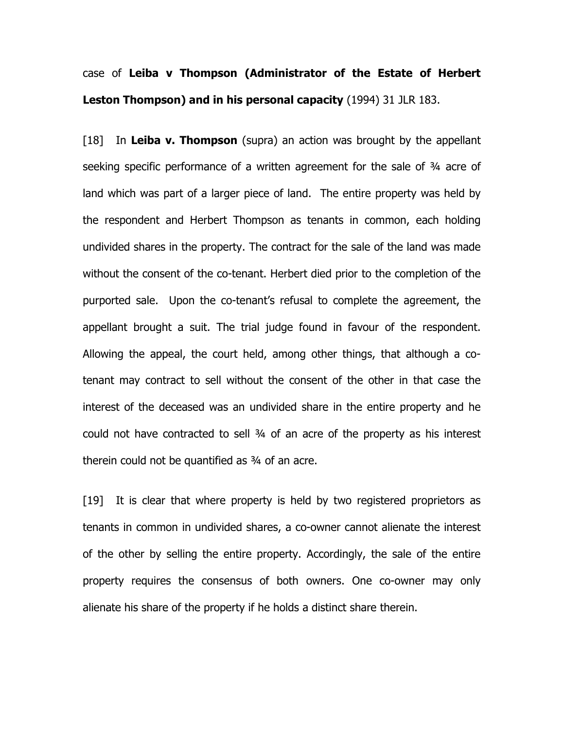case of **Leiba v Thompson (Administrator of the Estate of Herbert Leston Thompson) and in his personal capacity** (1994) 31 JLR 183.

[18] In **Leiba v. Thompson** (supra) an action was brought by the appellant seeking specific performance of a written agreement for the sale of ¾ acre of land which was part of a larger piece of land. The entire property was held by the respondent and Herbert Thompson as tenants in common, each holding undivided shares in the property. The contract for the sale of the land was made without the consent of the co-tenant. Herbert died prior to the completion of the purported sale. Upon the co-tenant's refusal to complete the agreement, the appellant brought a suit. The trial judge found in favour of the respondent. Allowing the appeal, the court held, among other things, that although a co-tenant may contract to sell without the consent of the other in that case the interest of the deceased was an undivided share in the entire property and he could not have contracted to sell ¾ of an acre of the property as his interest therein could not be quantified as ¾ of an acre.

[19] It is clear that where property is held by two registered proprietors as tenants in common in undivided shares, a co-owner cannot alienate the interest of the other by selling the entire property. Accordingly, the sale of the entire property requires the consensus of both owners. One co-owner may only alienate his share of the property if he holds a distinct share therein.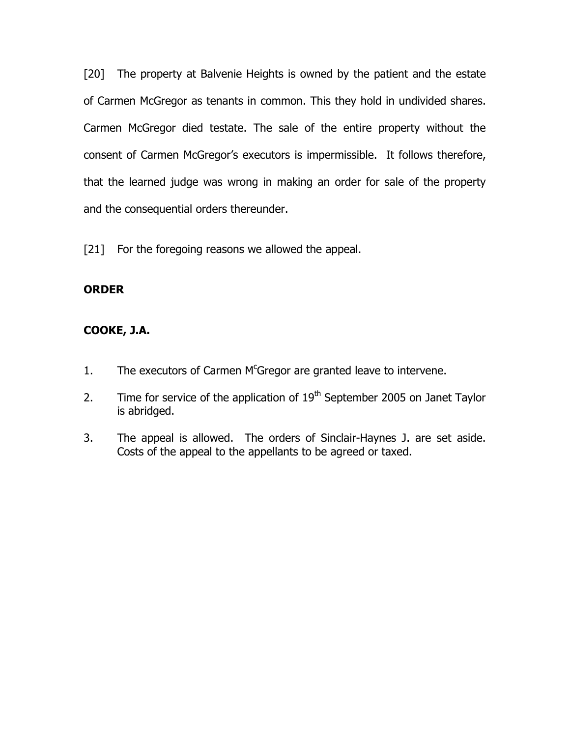[20] The property at Balvenie Heights is owned by the patient and the estate of Carmen McGregor as tenants in common. This they hold in undivided shares. Carmen McGregor died testate. The sale of the entire property without the consent of Carmen McGregor's executors is impermissible. It follows therefore, that the learned judge was wrong in making an order for sale of the property and the consequential orders thereunder.

[21] For the foregoing reasons we allowed the appeal.

**ORDER**

**COOKE, J.A.**

1. The executors of Carmen McGregor are granted leave to intervene.

2. Time for service of the application of 19th September 2005 on Janet Taylor is abridged.

3. The appeal is allowed. The orders of Sinclair-Haynes J. are set aside. Costs of the appeal to the appellants to be agreed or taxed.